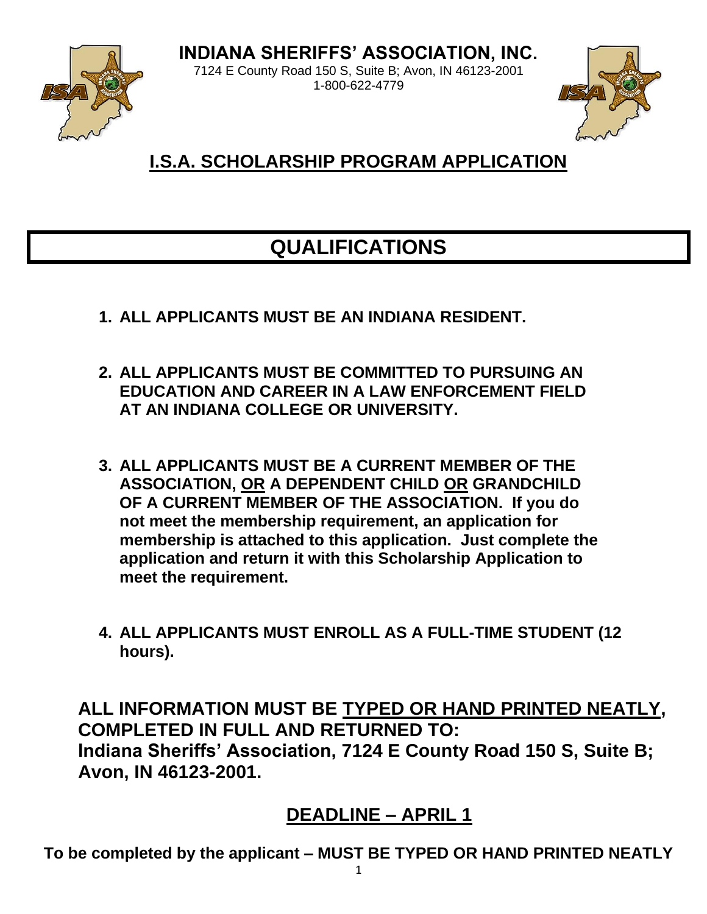# INDIANA SHERIFFS' ASSOCIATION, INC.

7124 E County Road 150 S, Suite B; Avon, IN 46123-2001
1-800-622-4779

## I.S.A. SCHOLARSHIP PROGRAM APPLICATION

## QUALIFICATIONS

1. **ALL APPLICANTS MUST BE AN INDIANA RESIDENT.**
2. **ALL APPLICANTS MUST BE COMMITTED TO PURSUING AN EDUCATION AND CAREER IN A LAW ENFORCEMENT FIELD AT AN INDIANA COLLEGE OR UNIVERSITY.**
3. **ALL APPLICANTS MUST BE A CURRENT MEMBER OF THE ASSOCIATION, OR A DEPENDENT CHILD OR GRANDCHILD OF A CURRENT MEMBER OF THE ASSOCIATION. If you do not meet the membership requirement, an application for membership is attached to this application. Just complete the application and return it with this Scholarship Application to meet the requirement.**
4. **ALL APPLICANTS MUST ENROLL AS A FULL-TIME STUDENT (12 hours).**

**ALL INFORMATION MUST BE TYPED OR HAND PRINTED NEATLY, COMPLETED IN FULL AND RETURNED TO: Indiana Sheriffs' Association, 7124 E County Road 150 S, Suite B; Avon, IN 46123-2001.**

## DEADLINE – APRIL 1

**To be completed by the applicant – MUST BE TYPED OR HAND PRINTED NEATLY**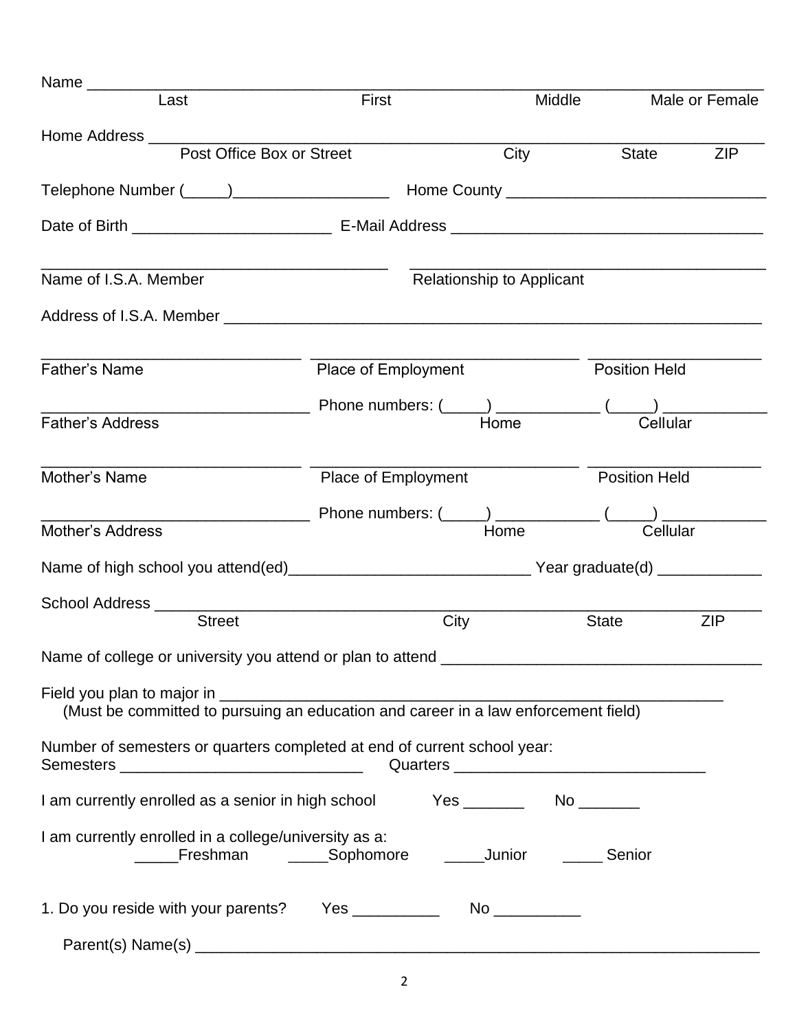Name \_\_\_\_\_\_\_\_\_\_\_\_\_\_\_\_\_\_\_\_\_\_\_\_\_\_\_\_\_\_\_\_\_\_\_\_\_\_\_\_\_\_\_\_\_\_\_\_\_\_\_\_\_\_\_\_\_\_\_\_\_\_\_\_\_\_\_\_\_\_\_\_\_\_

Last  First  Middle  Male or Female

Home Address \_\_\_\_\_\_\_\_\_\_\_\_\_\_\_\_\_\_\_\_\_\_\_\_\_\_\_\_\_\_\_\_\_\_\_\_\_\_\_\_\_\_\_\_\_\_\_\_\_\_\_\_\_\_\_\_\_\_\_\_\_\_\_\_\_

Post Office Box or Street  City  State  ZIP

Telephone Number (\_\_\_\_\_)\_\_\_\_\_\_\_\_\_\_\_\_\_\_\_\_\_\_ Home County \_\_\_\_\_\_\_\_\_\_\_\_\_\_\_\_\_\_\_\_\_\_\_\_\_\_\_\_\_\_

Date of Birth \_\_\_\_\_\_\_\_\_\_\_\_\_\_\_\_\_\_\_\_\_\_\_ E-Mail Address \_\_\_\_\_\_\_\_\_\_\_\_\_\_\_\_\_\_\_\_\_\_\_\_\_\_\_\_\_\_\_\_\_\_\_\_

\_\_\_\_\_\_\_\_\_\_\_\_\_\_\_\_\_\_\_\_\_\_\_\_\_\_\_\_\_\_\_\_\_\_\_\_\_\_\_\_\_\_ \_\_\_\_\_\_\_\_\_\_\_\_\_\_\_\_\_\_\_\_\_\_\_\_\_\_\_\_\_\_\_\_\_\_\_\_\_\_\_\_\_\_\_

Name of I.S.A. Member  Relationship to Applicant

Address of I.S.A. Member \_\_\_\_\_\_\_\_\_\_\_\_\_\_\_\_\_\_\_\_\_\_\_\_\_\_\_\_\_\_\_\_\_\_\_\_\_\_\_\_\_\_\_\_\_\_\_\_\_\_\_\_\_\_\_\_\_\_\_\_\_\_

\_\_\_\_\_\_\_\_\_\_\_\_\_\_\_\_\_\_\_\_\_\_\_\_\_\_\_\_\_\_\_\_ \_\_\_\_\_\_\_\_\_\_\_\_\_\_\_\_\_\_\_\_\_\_\_\_\_\_\_\_\_\_\_\_\_ \_\_\_\_\_\_\_\_\_\_\_\_\_\_\_\_\_\_\_\_\_

Father's Name  Place of Employment  Position Held

\_\_\_\_\_\_\_\_\_\_\_\_\_\_\_\_\_\_\_\_\_\_\_\_\_\_\_\_\_\_\_\_ Phone numbers: (\_\_\_\_\_) \_\_\_\_\_\_\_\_\_\_\_\_ (\_\_\_\_\_) \_\_\_\_\_\_\_\_\_\_\_\_\_

Father's Address  Home  Cellular

\_\_\_\_\_\_\_\_\_\_\_\_\_\_\_\_\_\_\_\_\_\_\_\_\_\_\_\_\_\_\_\_ \_\_\_\_\_\_\_\_\_\_\_\_\_\_\_\_\_\_\_\_\_\_\_\_\_\_\_\_\_\_\_\_\_ \_\_\_\_\_\_\_\_\_\_\_\_\_\_\_\_\_\_\_\_\_

Mother's Name  Place of Employment  Position Held

\_\_\_\_\_\_\_\_\_\_\_\_\_\_\_\_\_\_\_\_\_\_\_\_\_\_\_\_\_\_\_\_ Phone numbers: (\_\_\_\_\_) \_\_\_\_\_\_\_\_\_\_\_\_ (\_\_\_\_\_) \_\_\_\_\_\_\_\_\_\_\_\_\_

Mother's Address  Home  Cellular

Name of high school you attend(ed)\_\_\_\_\_\_\_\_\_\_\_\_\_\_\_\_\_\_\_\_\_\_\_\_\_\_\_\_ Year graduate(d) \_\_\_\_\_\_\_\_\_\_\_\_

School Address \_\_\_\_\_\_\_\_\_\_\_\_\_\_\_\_\_\_\_\_\_\_\_\_\_\_\_\_\_\_\_\_\_\_\_\_\_\_\_\_\_\_\_\_\_\_\_\_\_\_\_\_\_\_\_\_\_\_\_\_\_\_\_\_\_\_\_\_

Street  City  State  ZIP

Name of college or university you attend or plan to attend \_\_\_\_\_\_\_\_\_\_\_\_\_\_\_\_\_\_\_\_\_\_\_\_\_\_\_\_\_\_\_\_\_\_\_\_\_

Field you plan to major in \_\_\_\_\_\_\_\_\_\_\_\_\_\_\_\_\_\_\_\_\_\_\_\_\_\_\_\_\_\_\_\_\_\_\_\_\_\_\_\_\_\_\_\_\_\_\_\_\_\_\_\_\_\_\_\_\_\_\_\_\_
(Must be committed to pursuing an education and career in a law enforcement field)

Number of semesters or quarters completed at end of current school year:
Semesters \_\_\_\_\_\_\_\_\_\_\_\_\_\_\_\_\_\_\_\_\_\_\_\_\_\_\_\_\_ Quarters \_\_\_\_\_\_\_\_\_\_\_\_\_\_\_\_\_\_\_\_\_\_\_\_\_\_\_\_\_\_

I am currently enrolled as a senior in high school  Yes \_\_\_\_\_\_\_  No \_\_\_\_\_\_\_

I am currently enrolled in a college/university as a:
\_\_\_\_\_Freshman  \_\_\_\_\_Sophomore  \_\_\_\_\_Junior  \_\_\_\_\_ Senior

1. Do you reside with your parents?  Yes \_\_\_\_\_\_\_\_\_\_  No \_\_\_\_\_\_\_\_\_\_

Parent(s) Name(s) \_\_\_\_\_\_\_\_\_\_\_\_\_\_\_\_\_\_\_\_\_\_\_\_\_\_\_\_\_\_\_\_\_\_\_\_\_\_\_\_\_\_\_\_\_\_\_\_\_\_\_\_\_\_\_\_\_\_\_\_\_\_\_\_\_\_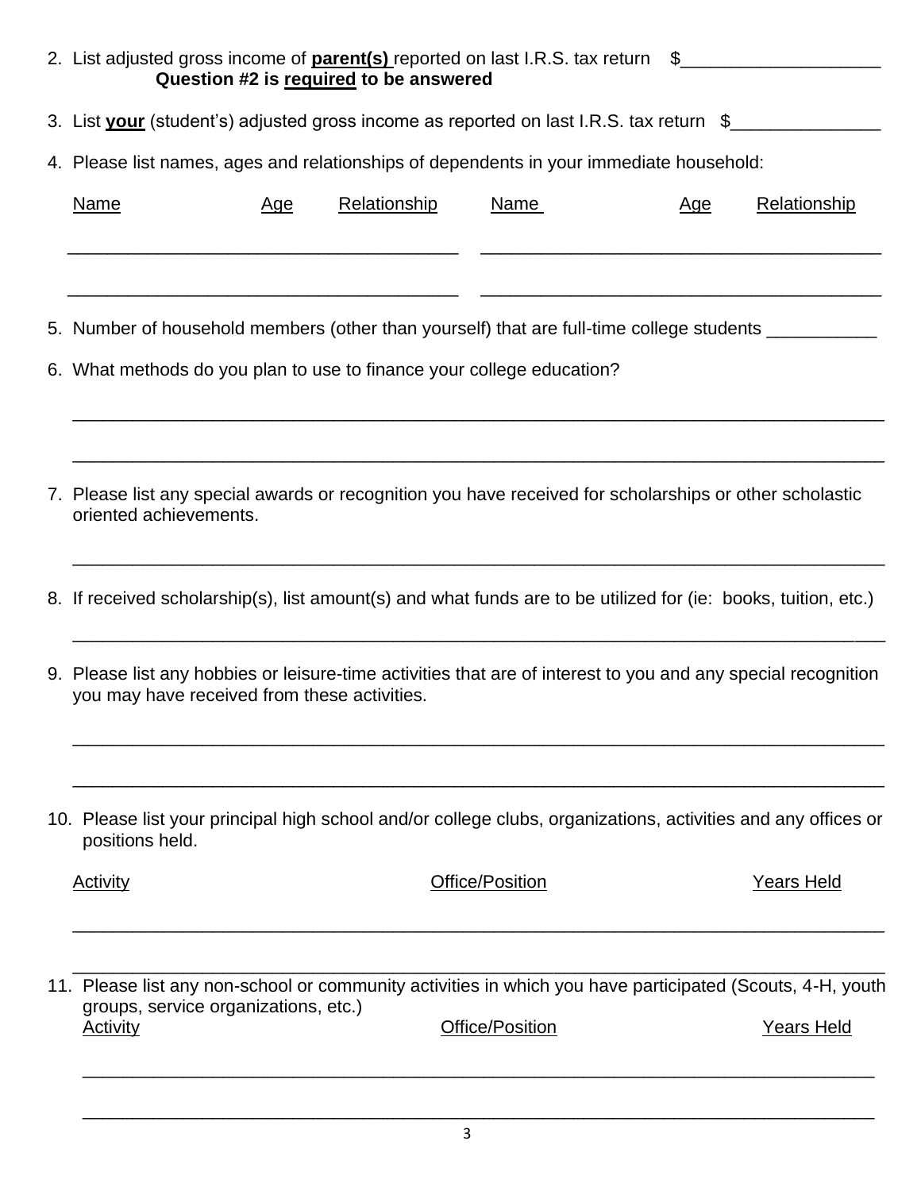2. List adjusted gross income of **<u>parent(s)</u>** reported on last I.R.S. tax return $____________________

   **Question #2 is <u>required</u> to be answered**

3. List **<u>your</u>** (student's) adjusted gross income as reported on last I.R.S. tax return $_______________

4. Please list names, ages and relationships of dependents in your immediate household:

| Name | Age | Relationship | Name | Age | Relationship |
|---|---|---|---|---|---|
| | | | | | |
| | | | | | |

5. Number of household members (other than yourself) that are full-time college students ___________

6. What methods do you plan to use to finance your college education?

   ________________________________________________________________________________

   ________________________________________________________________________________

7. Please list any special awards or recognition you have received for scholarships or other scholastic oriented achievements.

   ________________________________________________________________________________

8. If received scholarship(s), list amount(s) and what funds are to be utilized for (ie: books, tuition, etc.)

   ________________________________________________________________________________

9. Please list any hobbies or leisure-time activities that are of interest to you and any special recognition you may have received from these activities.

   ________________________________________________________________________________

   ________________________________________________________________________________

10. Please list your principal high school and/or college clubs, organizations, activities and any offices or positions held.

| Activity | Office/Position | Years Held |
|---|---|---|
| | | |
| | | |

11. Please list any non-school or community activities in which you have participated (Scouts, 4-H, youth groups, service organizations, etc.)

| Activity | Office/Position | Years Held |
|---|---|---|
| | | |
| | | |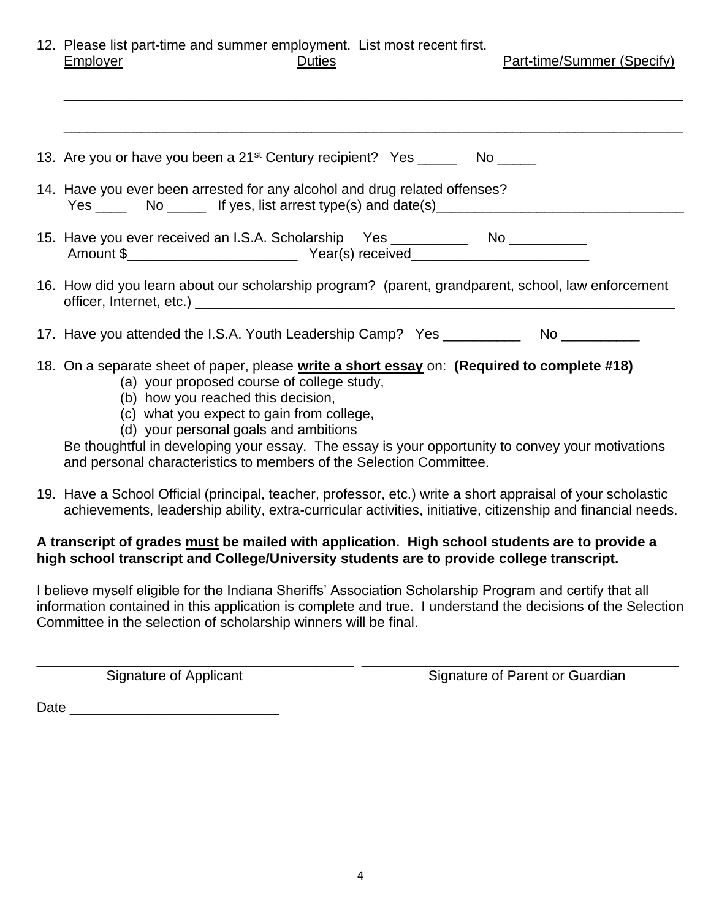12. Please list part-time and summer employment. List most recent first.

    Employer | Duties | Part-time/Summer (Specify)

    ___________________________________________________________________________

    ___________________________________________________________________________

13. Are you or have you been a 21st Century recipient? Yes _____ No _____

14. Have you ever been arrested for any alcohol and drug related offenses?
    Yes ____ No _____ If yes, list arrest type(s) and date(s)________________________________

15. Have you ever received an I.S.A. Scholarship Yes __________ No __________
    Amount $______________________ Year(s) received_______________________

16. How did you learn about our scholarship program? (parent, grandparent, school, law enforcement officer, Internet, etc.) _________________________________________________________________

17. Have you attended the I.S.A. Youth Leadership Camp? Yes __________ No __________

18. On a separate sheet of paper, please **<u>write a short essay</u>** on: **(Required to complete #18)**
    (a) your proposed course of college study,
    (b) how you reached this decision,
    (c) what you expect to gain from college,
    (d) your personal goals and ambitions

    Be thoughtful in developing your essay. The essay is your opportunity to convey your motivations and personal characteristics to members of the Selection Committee.

19. Have a School Official (principal, teacher, professor, etc.) write a short appraisal of your scholastic achievements, leadership ability, extra-curricular activities, initiative, citizenship and financial needs.

**A transcript of grades <u>must</u> be mailed with application. High school students are to provide a high school transcript and College/University students are to provide college transcript.**

I believe myself eligible for the Indiana Sheriffs' Association Scholarship Program and certify that all information contained in this application is complete and true. I understand the decisions of the Selection Committee in the selection of scholarship winners will be final.

_________________________________________ _________________________________________
Signature of Applicant Signature of Parent or Guardian

Date ___________________________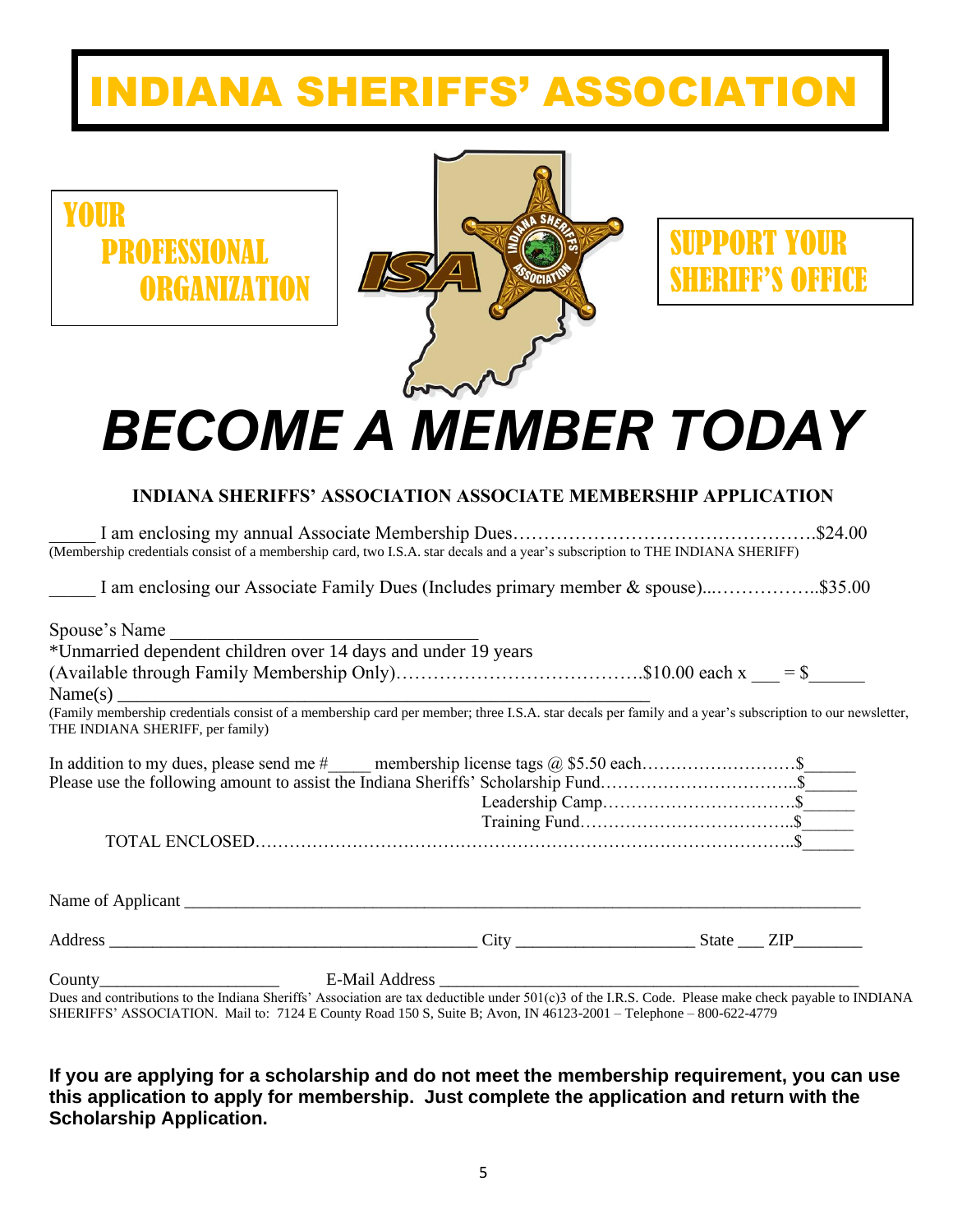# INDIANA SHERIFFS' ASSOCIATION

YOUR PROFESSIONAL ORGANIZATION

SUPPORT YOUR SHERIFF'S OFFICE

# *BECOME A MEMBER TODAY*

**INDIANA SHERIFFS' ASSOCIATION ASSOCIATE MEMBERSHIP APPLICATION**

_____ I am enclosing my annual Associate Membership Dues………………………………………….$24.00
(Membership credentials consist of a membership card, two I.S.A. star decals and a year's subscription to THE INDIANA SHERIFF)

_____ I am enclosing our Associate Family Dues (Includes primary member & spouse)...……………..$35.00

Spouse's Name ________________________________
*Unmarried dependent children over 14 days and under 19 years
(Available through Family Membership Only)………………………………….$10.00 each x ___ = $______
Name(s) ____________________________________________________________
(Family membership credentials consist of a membership card per member; three I.S.A. star decals per family and a year's subscription to our newsletter, THE INDIANA SHERIFF, per family)

In addition to my dues, please send me #_____ membership license tags @ $5.50 each………………………$______
Please use the following amount to assist the Indiana Sheriffs' Scholarship Fund……………………………..$______
Leadership Camp…………………………….$______
Training Fund………………………………..$______
TOTAL ENCLOSED……………………………………………………………………………..$______

Name of Applicant ___________________________________________________________________________

Address __________________________________________ City ____________________ State ___ ZIP________

County____________________ E-Mail Address ______________________________________________

Dues and contributions to the Indiana Sheriffs' Association are tax deductible under 501(c)3 of the I.R.S. Code. Please make check payable to INDIANA SHERIFFS' ASSOCIATION. Mail to: 7124 E County Road 150 S, Suite B; Avon, IN 46123-2001 – Telephone – 800-622-4779

**If you are applying for a scholarship and do not meet the membership requirement, you can use this application to apply for membership. Just complete the application and return with the Scholarship Application.**